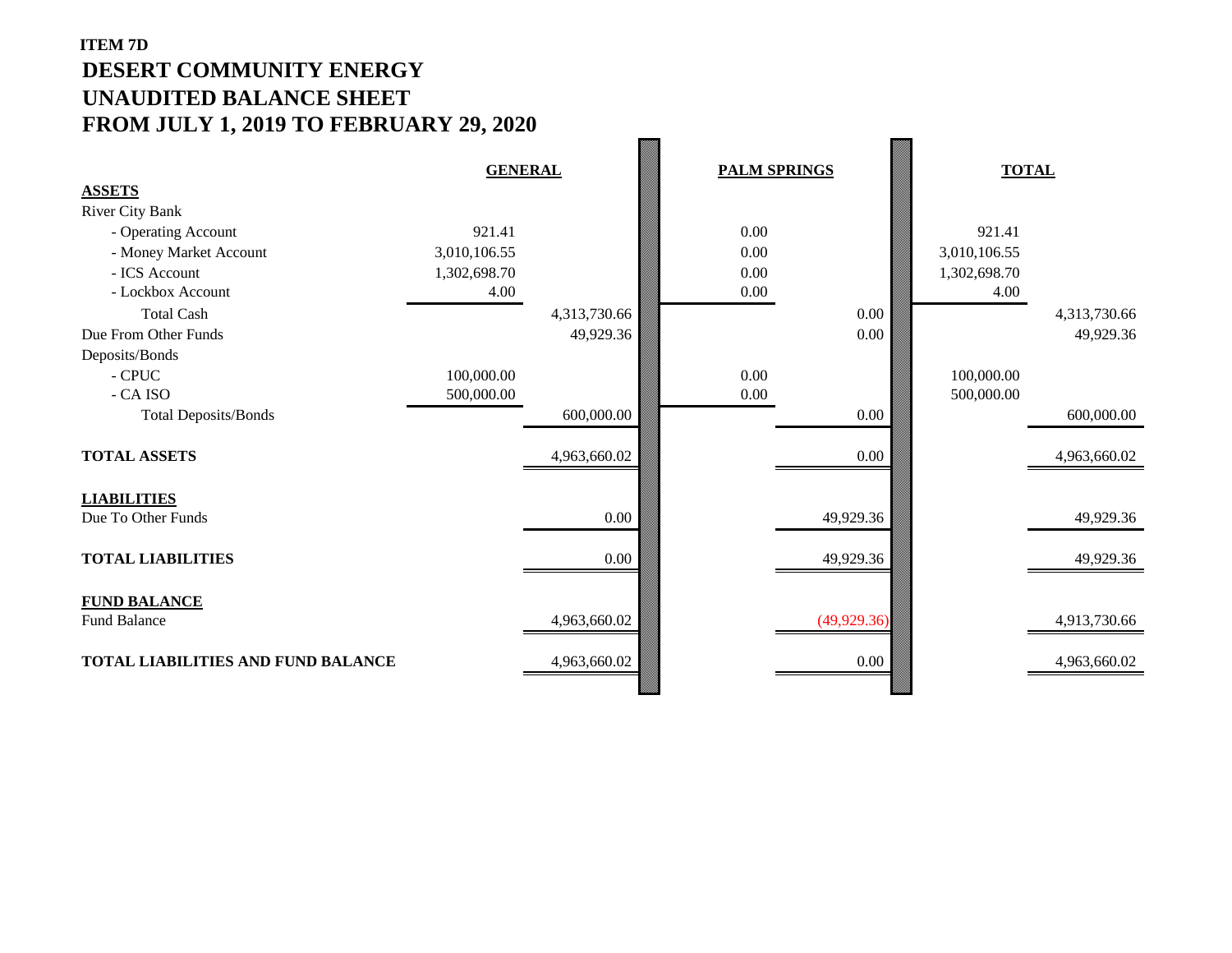**ITEM 7D**

# DESERT COMMUNITY ENERGY
# UNAUDITED BALANCE SHEET
# FROM JULY 1, 2019 TO FEBRUARY 29, 2020

| | GENERAL | | PALM SPRINGS | | TOTAL | |
|---|---|---|---|---|---|---|
| **ASSETS** | | | | | | |
| River City Bank | | | | | | |
| - Operating Account | 921.41 | | 0.00 | | 921.41 | |
| - Money Market Account | 3,010,106.55 | | 0.00 | | 3,010,106.55 | |
| - ICS Account | 1,302,698.70 | | 0.00 | | 1,302,698.70 | |
| - Lockbox Account | 4.00 | | 0.00 | | 4.00 | |
| Total Cash | | 4,313,730.66 | | 0.00 | | 4,313,730.66 |
| Due From Other Funds | | 49,929.36 | | 0.00 | | 49,929.36 |
| Deposits/Bonds | | | | | | |
| - CPUC | 100,000.00 | | 0.00 | | 100,000.00 | |
| - CA ISO | 500,000.00 | | 0.00 | | 500,000.00 | |
| Total Deposits/Bonds | | 600,000.00 | | 0.00 | | 600,000.00 |
| **TOTAL ASSETS** | | 4,963,660.02 | | 0.00 | | 4,963,660.02 |
| **LIABILITIES** | | | | | | |
| Due To Other Funds | | 0.00 | | 49,929.36 | | 49,929.36 |
| **TOTAL LIABILITIES** | | 0.00 | | 49,929.36 | | 49,929.36 |
| **FUND BALANCE** | | | | | | |
| Fund Balance | | 4,963,660.02 | | (49,929.36) | | 4,913,730.66 |
| **TOTAL LIABILITIES AND FUND BALANCE** | | 4,963,660.02 | | 0.00 | | 4,963,660.02 |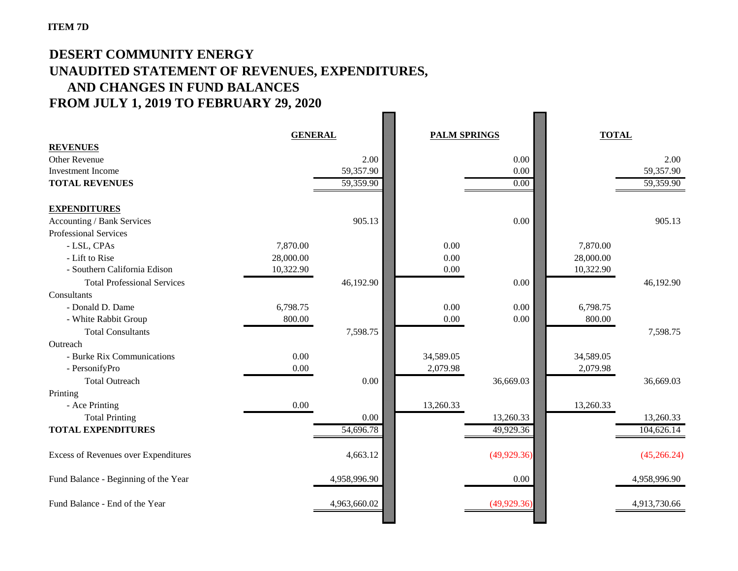ITEM 7D

# DESERT COMMUNITY ENERGY
## UNAUDITED STATEMENT OF REVENUES, EXPENDITURES, AND CHANGES IN FUND BALANCES
## FROM JULY 1, 2019 TO FEBRUARY 29, 2020

| | GENERAL | | PALM SPRINGS | | TOTAL | |
|---|---|---|---|---|---|---|
| **REVENUES** | | | | | | |
| Other Revenue | | 2.00 | | 0.00 | | 2.00 |
| Investment Income | | 59,357.90 | | 0.00 | | 59,357.90 |
| **TOTAL REVENUES** | | 59,359.90 | | 0.00 | | 59,359.90 |
| **EXPENDITURES** | | | | | | |
| Accounting / Bank Services | | 905.13 | | 0.00 | | 905.13 |
| Professional Services | | | | | | |
| - LSL, CPAs | 7,870.00 | | 0.00 | | 7,870.00 | |
| - Lift to Rise | 28,000.00 | | 0.00 | | 28,000.00 | |
| - Southern California Edison | 10,322.90 | | 0.00 | | 10,322.90 | |
| Total Professional Services | | 46,192.90 | | 0.00 | | 46,192.90 |
| Consultants | | | | | | |
| - Donald D. Dame | 6,798.75 | | 0.00 | 0.00 | 6,798.75 | |
| - White Rabbit Group | 800.00 | | 0.00 | 0.00 | 800.00 | |
| Total Consultants | | 7,598.75 | | | | 7,598.75 |
| Outreach | | | | | | |
| - Burke Rix Communications | 0.00 | | 34,589.05 | | 34,589.05 | |
| - PersonifyPro | 0.00 | | 2,079.98 | | 2,079.98 | |
| Total Outreach | | 0.00 | | 36,669.03 | | 36,669.03 |
| Printing | | | | | | |
| - Ace Printing | 0.00 | | 13,260.33 | | 13,260.33 | |
| Total Printing | | 0.00 | | 13,260.33 | | 13,260.33 |
| **TOTAL EXPENDITURES** | | 54,696.78 | | 49,929.36 | | 104,626.14 |
| Excess of Revenues over Expenditures | | 4,663.12 | | (49,929.36) | | (45,266.24) |
| Fund Balance - Beginning of the Year | | 4,958,996.90 | | 0.00 | | 4,958,996.90 |
| Fund Balance - End of the Year | | 4,963,660.02 | | (49,929.36) | | 4,913,730.66 |